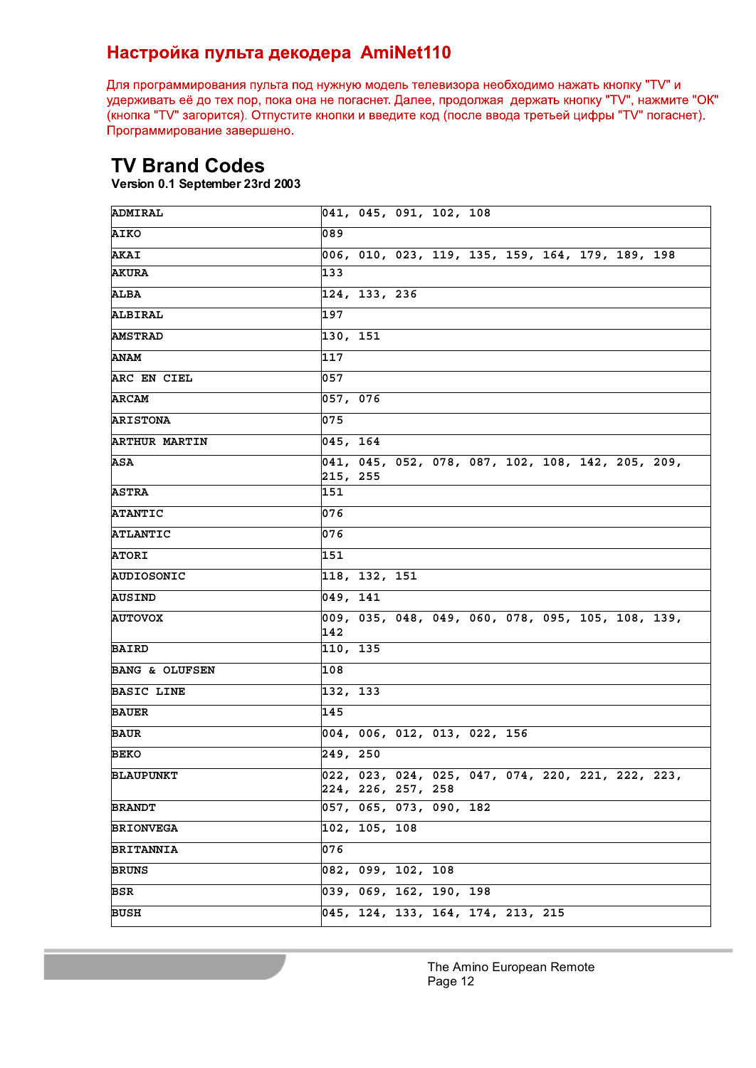## Настройка пульта декодера AmiNet110

Для программирования пульта под нужную модель телевизора необходимо нажать кнопку "TV" и удерживать её до тех пор, пока она не погаснет. Далее, продолжая держать кнопку "TV", нажмите "OK" (кнопка "TV" загорится). Отпустите кнопки и введите код (после ввода третьей цифры "TV" погаснет). Программирование завершено.

# TV Brand Codes

**Version 0.1 September 23rd 2003**

| | |
|---|---|
| ADMIRAL | 041, 045, 091, 102, 108 |
| AIKO | 089 |
| AKAI | 006, 010, 023, 119, 135, 159, 164, 179, 189, 198 |
| AKURA | 133 |
| ALBA | 124, 133, 236 |
| ALBIRAL | 197 |
| AMSTRAD | 130, 151 |
| ANAM | 117 |
| ARC EN CIEL | 057 |
| ARCAM | 057, 076 |
| ARISTONA | 075 |
| ARTHUR MARTIN | 045, 164 |
| ASA | 041, 045, 052, 078, 087, 102, 108, 142, 205, 209, 215, 255 |
| ASTRA | 151 |
| ATANTIC | 076 |
| ATLANTIC | 076 |
| ATORI | 151 |
| AUDIOSONIC | 118, 132, 151 |
| AUSIND | 049, 141 |
| AUTOVOX | 009, 035, 048, 049, 060, 078, 095, 105, 108, 139, 142 |
| BAIRD | 110, 135 |
| BANG & OLUFSEN | 108 |
| BASIC LINE | 132, 133 |
| BAUER | 145 |
| BAUR | 004, 006, 012, 013, 022, 156 |
| BEKO | 249, 250 |
| BLAUPUNKT | 022, 023, 024, 025, 047, 074, 220, 221, 222, 223, 224, 226, 257, 258 |
| BRANDT | 057, 065, 073, 090, 182 |
| BRIONVEGA | 102, 105, 108 |
| BRITANNIA | 076 |
| BRUNS | 082, 099, 102, 108 |
| BSR | 039, 069, 162, 190, 198 |
| BUSH | 045, 124, 133, 164, 174, 213, 215 |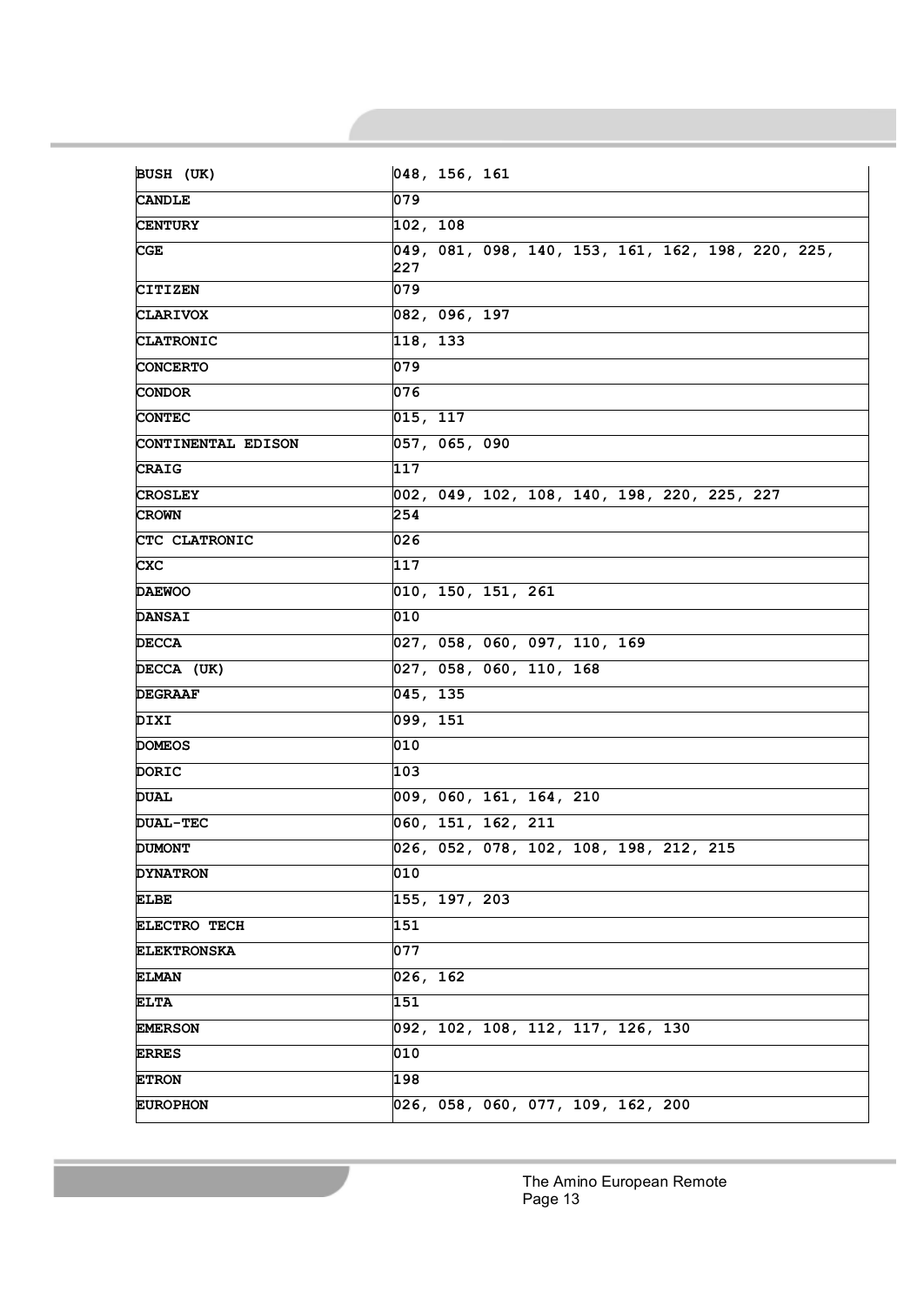| BUSH (UK) | 048, 156, 161 |
|---|---|
| CANDLE | 079 |
| CENTURY | 102, 108 |
| CGE | 049, 081, 098, 140, 153, 161, 162, 198, 220, 225, 227 |
| CITIZEN | 079 |
| CLARIVOX | 082, 096, 197 |
| CLATRONIC | 118, 133 |
| CONCERTO | 079 |
| CONDOR | 076 |
| CONTEC | 015, 117 |
| CONTINENTAL EDISON | 057, 065, 090 |
| CRAIG | 117 |
| CROSLEY | 002, 049, 102, 108, 140, 198, 220, 225, 227 |
| CROWN | 254 |
| CTC CLATRONIC | 026 |
| CXC | 117 |
| DAEWOO | 010, 150, 151, 261 |
| DANSAI | 010 |
| DECCA | 027, 058, 060, 097, 110, 169 |
| DECCA (UK) | 027, 058, 060, 110, 168 |
| DEGRAAF | 045, 135 |
| DIXI | 099, 151 |
| DOMEOS | 010 |
| DORIC | 103 |
| DUAL | 009, 060, 161, 164, 210 |
| DUAL-TEC | 060, 151, 162, 211 |
| DUMONT | 026, 052, 078, 102, 108, 198, 212, 215 |
| DYNATRON | 010 |
| ELBE | 155, 197, 203 |
| ELECTRO TECH | 151 |
| ELEKTRONSKA | 077 |
| ELMAN | 026, 162 |
| ELTA | 151 |
| EMERSON | 092, 102, 108, 112, 117, 126, 130 |
| ERRES | 010 |
| ETRON | 198 |
| EUROPHON | 026, 058, 060, 077, 109, 162, 200 |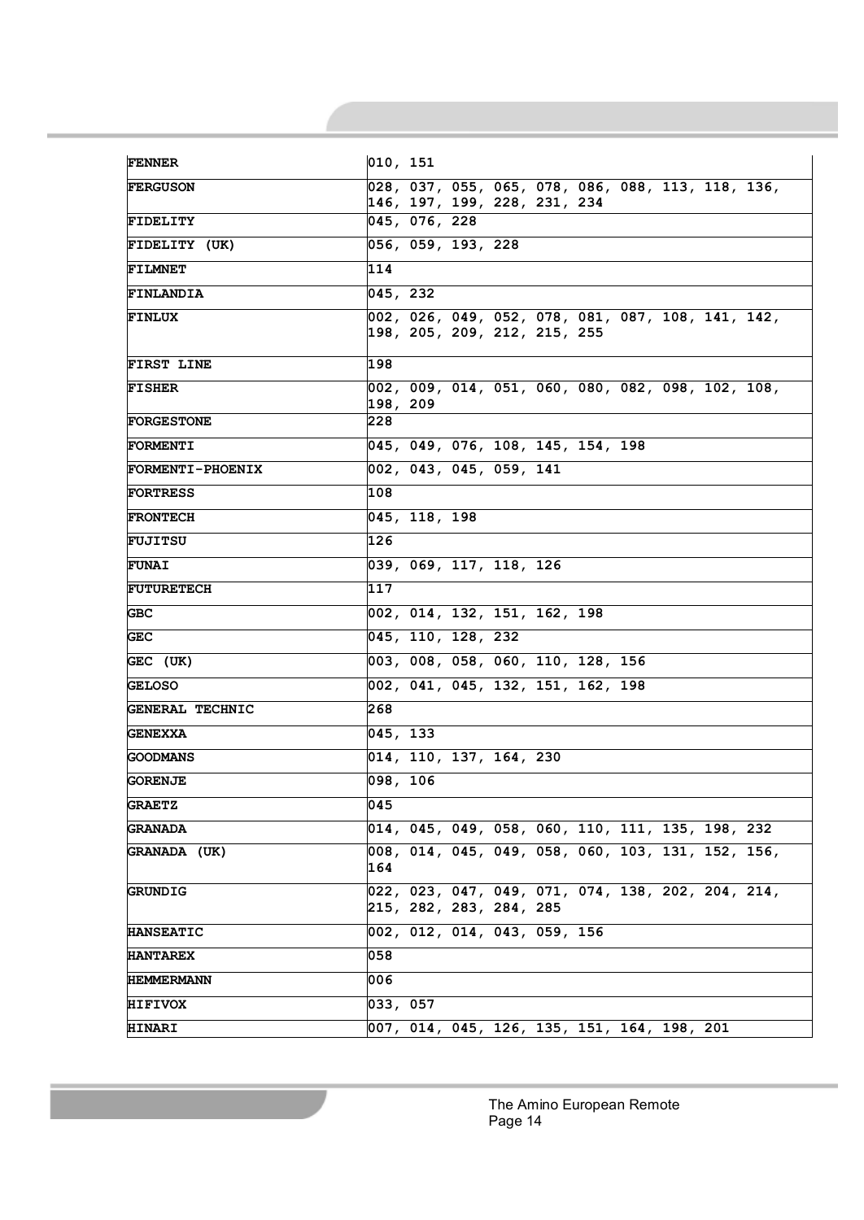| | |
|---|---|
| **FENNER** | 010, 151 |
| **FERGUSON** | 028, 037, 055, 065, 078, 086, 088, 113, 118, 136, 146, 197, 199, 228, 231, 234 |
| **FIDELITY** | 045, 076, 228 |
| **FIDELITY (UK)** | 056, 059, 193, 228 |
| **FILMNET** | 114 |
| **FINLANDIA** | 045, 232 |
| **FINLUX** | 002, 026, 049, 052, 078, 081, 087, 108, 141, 142, 198, 205, 209, 212, 215, 255 |
| **FIRST LINE** | 198 |
| **FISHER** | 002, 009, 014, 051, 060, 080, 082, 098, 102, 108, 198, 209 |
| **FORGESTONE** | 228 |
| **FORMENTI** | 045, 049, 076, 108, 145, 154, 198 |
| **FORMENTI-PHOENIX** | 002, 043, 045, 059, 141 |
| **FORTRESS** | 108 |
| **FRONTECH** | 045, 118, 198 |
| **FUJITSU** | 126 |
| **FUNAI** | 039, 069, 117, 118, 126 |
| **FUTURETECH** | 117 |
| **GBC** | 002, 014, 132, 151, 162, 198 |
| **GEC** | 045, 110, 128, 232 |
| **GEC (UK)** | 003, 008, 058, 060, 110, 128, 156 |
| **GELOSO** | 002, 041, 045, 132, 151, 162, 198 |
| **GENERAL TECHNIC** | 268 |
| **GENEXXA** | 045, 133 |
| **GOODMANS** | 014, 110, 137, 164, 230 |
| **GORENJE** | 098, 106 |
| **GRAETZ** | 045 |
| **GRANADA** | 014, 045, 049, 058, 060, 110, 111, 135, 198, 232 |
| **GRANADA (UK)** | 008, 014, 045, 049, 058, 060, 103, 131, 152, 156, 164 |
| **GRUNDIG** | 022, 023, 047, 049, 071, 074, 138, 202, 204, 214, 215, 282, 283, 284, 285 |
| **HANSEATIC** | 002, 012, 014, 043, 059, 156 |
| **HANTAREX** | 058 |
| **HEMMERMANN** | 006 |
| **HIFIVOX** | 033, 057 |
| **HINARI** | 007, 014, 045, 126, 135, 151, 164, 198, 201 |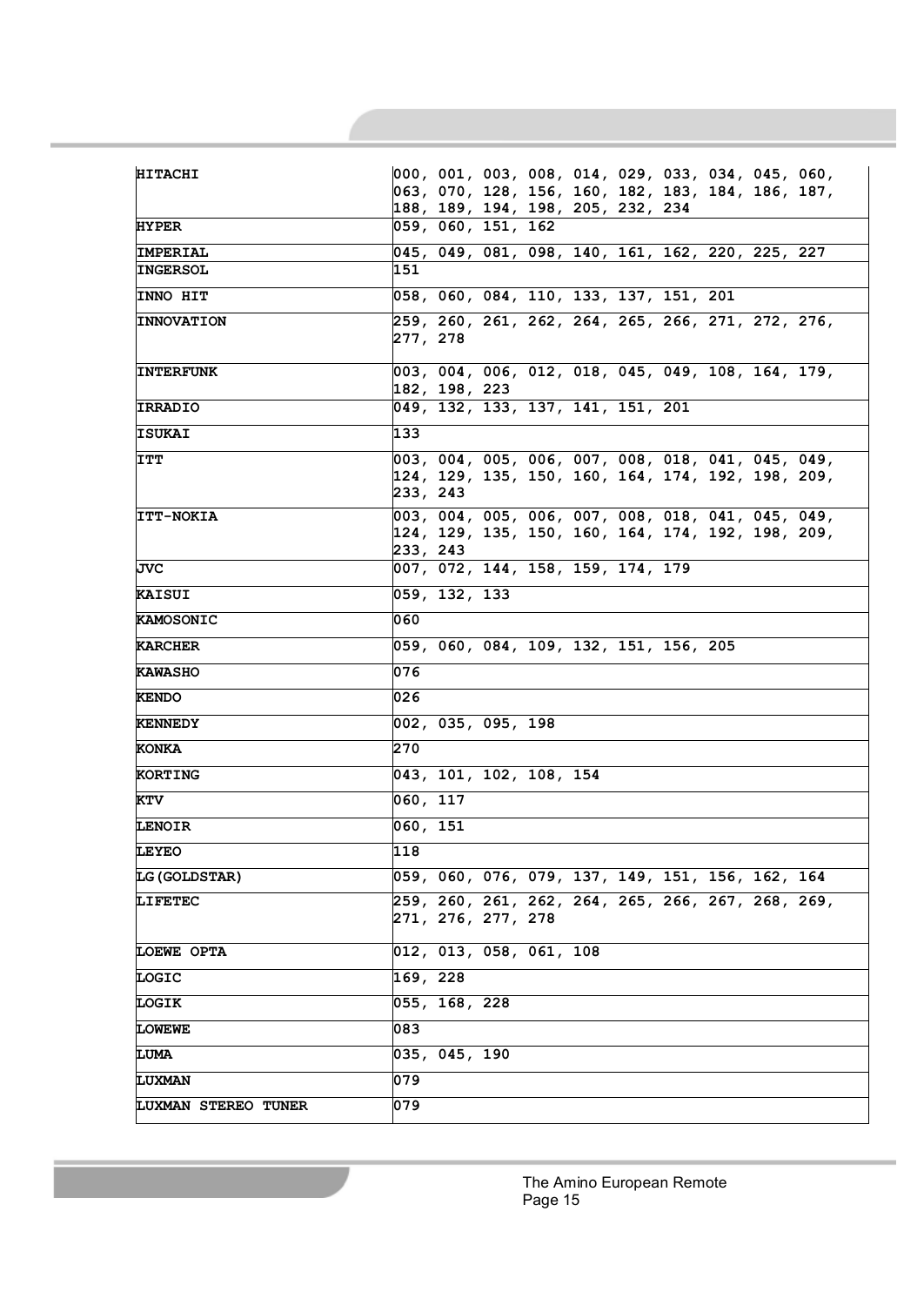| | |
|---|---|
| **HITACHI** | 000, 001, 003, 008, 014, 029, 033, 034, 045, 060, 063, 070, 128, 156, 160, 182, 183, 184, 186, 187, 188, 189, 194, 198, 205, 232, 234 |
| **HYPER** | 059, 060, 151, 162 |
| **IMPERIAL** | 045, 049, 081, 098, 140, 161, 162, 220, 225, 227 |
| **INGERSOL** | 151 |
| **INNO HIT** | 058, 060, 084, 110, 133, 137, 151, 201 |
| **INNOVATION** | 259, 260, 261, 262, 264, 265, 266, 271, 272, 276, 277, 278 |
| **INTERFUNK** | 003, 004, 006, 012, 018, 045, 049, 108, 164, 179, 182, 198, 223 |
| **IRRADIO** | 049, 132, 133, 137, 141, 151, 201 |
| **ISUKAI** | 133 |
| **ITT** | 003, 004, 005, 006, 007, 008, 018, 041, 045, 049, 124, 129, 135, 150, 160, 164, 174, 192, 198, 209, 233, 243 |
| **ITT-NOKIA** | 003, 004, 005, 006, 007, 008, 018, 041, 045, 049, 124, 129, 135, 150, 160, 164, 174, 192, 198, 209, 233, 243 |
| **JVC** | 007, 072, 144, 158, 159, 174, 179 |
| **KAISUI** | 059, 132, 133 |
| **KAMOSONIC** | 060 |
| **KARCHER** | 059, 060, 084, 109, 132, 151, 156, 205 |
| **KAWASHO** | 076 |
| **KENDO** | 026 |
| **KENNEDY** | 002, 035, 095, 198 |
| **KONKA** | 270 |
| **KORTING** | 043, 101, 102, 108, 154 |
| **KTV** | 060, 117 |
| **LENOIR** | 060, 151 |
| **LEYEO** | 118 |
| **LG(GOLDSTAR)** | 059, 060, 076, 079, 137, 149, 151, 156, 162, 164 |
| **LIFETEC** | 259, 260, 261, 262, 264, 265, 266, 267, 268, 269, 271, 276, 277, 278 |
| **LOEWE OPTA** | 012, 013, 058, 061, 108 |
| **LOGIC** | 169, 228 |
| **LOGIK** | 055, 168, 228 |
| **LOWEWE** | 083 |
| **LUMA** | 035, 045, 190 |
| **LUXMAN** | 079 |
| **LUXMAN STEREO TUNER** | 079 |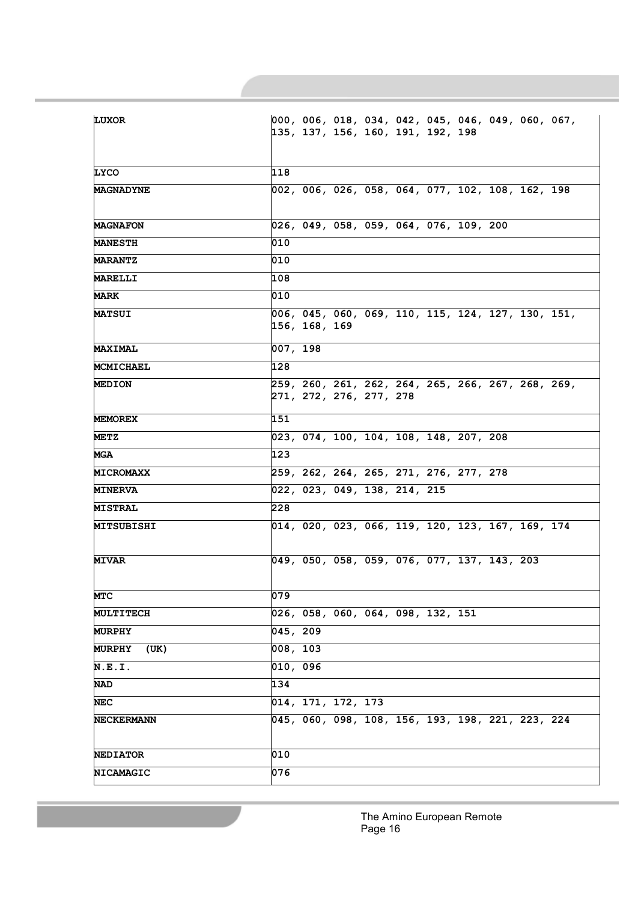| | |
|---|---|
| **LUXOR** | 000, 006, 018, 034, 042, 045, 046, 049, 060, 067, 135, 137, 156, 160, 191, 192, 198 |
| **LYCO** | 118 |
| **MAGNADYNE** | 002, 006, 026, 058, 064, 077, 102, 108, 162, 198 |
| **MAGNAFON** | 026, 049, 058, 059, 064, 076, 109, 200 |
| **MANESTH** | 010 |
| **MARANTZ** | 010 |
| **MARELLI** | 108 |
| **MARK** | 010 |
| **MATSUI** | 006, 045, 060, 069, 110, 115, 124, 127, 130, 151, 156, 168, 169 |
| **MAXIMAL** | 007, 198 |
| **MCMICHAEL** | 128 |
| **MEDION** | 259, 260, 261, 262, 264, 265, 266, 267, 268, 269, 271, 272, 276, 277, 278 |
| **MEMOREX** | 151 |
| **METZ** | 023, 074, 100, 104, 108, 148, 207, 208 |
| **MGA** | 123 |
| **MICROMAXX** | 259, 262, 264, 265, 271, 276, 277, 278 |
| **MINERVA** | 022, 023, 049, 138, 214, 215 |
| **MISTRAL** | 228 |
| **MITSUBISHI** | 014, 020, 023, 066, 119, 120, 123, 167, 169, 174 |
| **MIVAR** | 049, 050, 058, 059, 076, 077, 137, 143, 203 |
| **MTC** | 079 |
| **MULTITECH** | 026, 058, 060, 064, 098, 132, 151 |
| **MURPHY** | 045, 209 |
| **MURPHY (UK)** | 008, 103 |
| **N.E.I.** | 010, 096 |
| **NAD** | 134 |
| **NEC** | 014, 171, 172, 173 |
| **NECKERMANN** | 045, 060, 098, 108, 156, 193, 198, 221, 223, 224 |
| **NEDIATOR** | 010 |
| **NICAMAGIC** | 076 |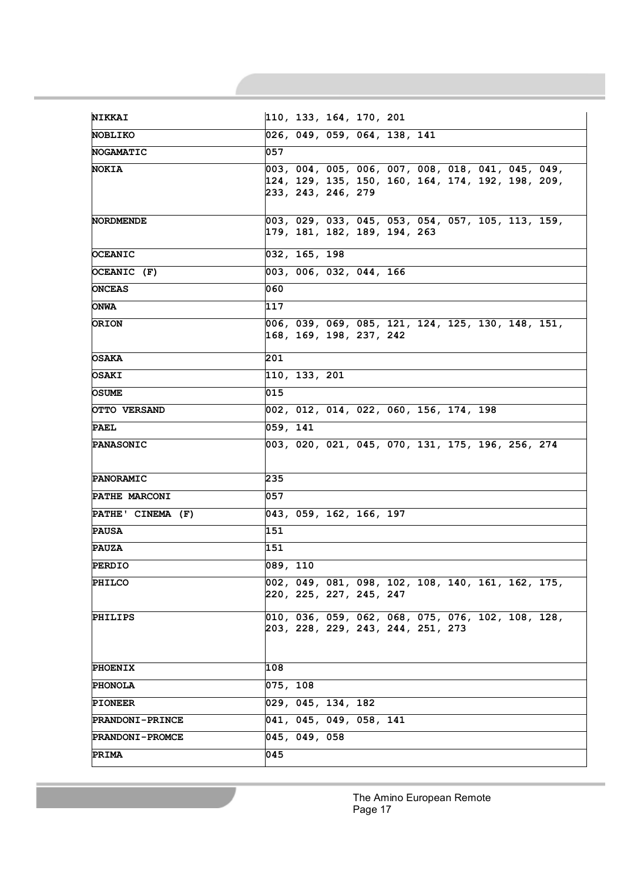| | |
|---|---|
| NIKKAI | 110, 133, 164, 170, 201 |
| NOBLIKO | 026, 049, 059, 064, 138, 141 |
| NOGAMATIC | 057 |
| NOKIA | 003, 004, 005, 006, 007, 008, 018, 041, 045, 049, 124, 129, 135, 150, 160, 164, 174, 192, 198, 209, 233, 243, 246, 279 |
| NORDMENDE | 003, 029, 033, 045, 053, 054, 057, 105, 113, 159, 179, 181, 182, 189, 194, 263 |
| OCEANIC | 032, 165, 198 |
| OCEANIC (F) | 003, 006, 032, 044, 166 |
| ONCEAS | 060 |
| ONWA | 117 |
| ORION | 006, 039, 069, 085, 121, 124, 125, 130, 148, 151, 168, 169, 198, 237, 242 |
| OSAKA | 201 |
| OSAKI | 110, 133, 201 |
| OSUME | 015 |
| OTTO VERSAND | 002, 012, 014, 022, 060, 156, 174, 198 |
| PAEL | 059, 141 |
| PANASONIC | 003, 020, 021, 045, 070, 131, 175, 196, 256, 274 |
| PANORAMIC | 235 |
| PATHE MARCONI | 057 |
| PATHE' CINEMA (F) | 043, 059, 162, 166, 197 |
| PAUSA | 151 |
| PAUZA | 151 |
| PERDIO | 089, 110 |
| PHILCO | 002, 049, 081, 098, 102, 108, 140, 161, 162, 175, 220, 225, 227, 245, 247 |
| PHILIPS | 010, 036, 059, 062, 068, 075, 076, 102, 108, 128, 203, 228, 229, 243, 244, 251, 273 |
| PHOENIX | 108 |
| PHONOLA | 075, 108 |
| PIONEER | 029, 045, 134, 182 |
| PRANDONI-PRINCE | 041, 045, 049, 058, 141 |
| PRANDONI-PROMCE | 045, 049, 058 |
| PRIMA | 045 |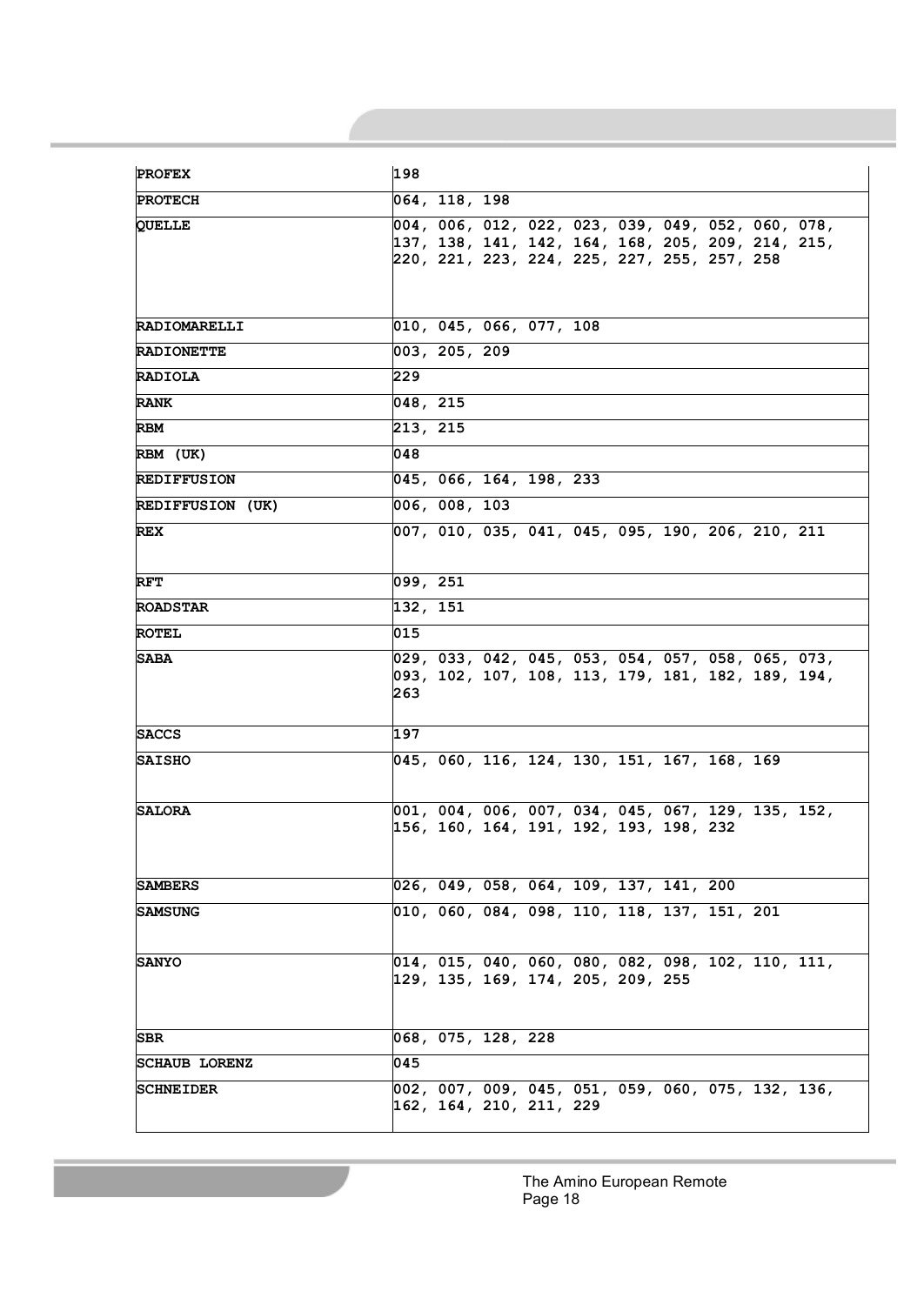| | |
|---|---|
| **PROFEX** | 198 |
| **PROTECH** | 064, 118, 198 |
| **QUELLE** | 004, 006, 012, 022, 023, 039, 049, 052, 060, 078, 137, 138, 141, 142, 164, 168, 205, 209, 214, 215, 220, 221, 223, 224, 225, 227, 255, 257, 258 |
| **RADIOMARELLI** | 010, 045, 066, 077, 108 |
| **RADIONETTE** | 003, 205, 209 |
| **RADIOLA** | 229 |
| **RANK** | 048, 215 |
| **RBM** | 213, 215 |
| **RBM (UK)** | 048 |
| **REDIFFUSION** | 045, 066, 164, 198, 233 |
| **REDIFFUSION (UK)** | 006, 008, 103 |
| **REX** | 007, 010, 035, 041, 045, 095, 190, 206, 210, 211 |
| **RFT** | 099, 251 |
| **ROADSTAR** | 132, 151 |
| **ROTEL** | 015 |
| **SABA** | 029, 033, 042, 045, 053, 054, 057, 058, 065, 073, 093, 102, 107, 108, 113, 179, 181, 182, 189, 194, 263 |
| **SACCS** | 197 |
| **SAISHO** | 045, 060, 116, 124, 130, 151, 167, 168, 169 |
| **SALORA** | 001, 004, 006, 007, 034, 045, 067, 129, 135, 152, 156, 160, 164, 191, 192, 193, 198, 232 |
| **SAMBERS** | 026, 049, 058, 064, 109, 137, 141, 200 |
| **SAMSUNG** | 010, 060, 084, 098, 110, 118, 137, 151, 201 |
| **SANYO** | 014, 015, 040, 060, 080, 082, 098, 102, 110, 111, 129, 135, 169, 174, 205, 209, 255 |
| **SBR** | 068, 075, 128, 228 |
| **SCHAUB LORENZ** | 045 |
| **SCHNEIDER** | 002, 007, 009, 045, 051, 059, 060, 075, 132, 136, 162, 164, 210, 211, 229 |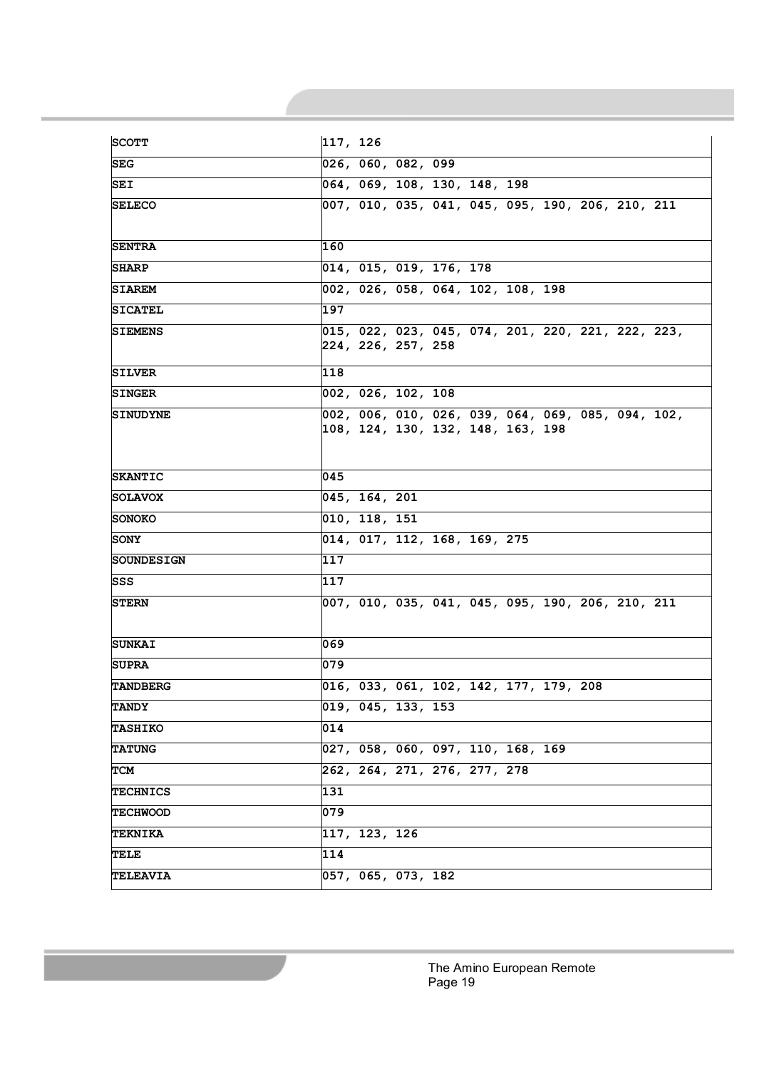| SCOTT | 117, 126 |
|---|---|
| SEG | 026, 060, 082, 099 |
| SEI | 064, 069, 108, 130, 148, 198 |
| SELECO | 007, 010, 035, 041, 045, 095, 190, 206, 210, 211 |
| SENTRA | 160 |
| SHARP | 014, 015, 019, 176, 178 |
| SIAREM | 002, 026, 058, 064, 102, 108, 198 |
| SICATEL | 197 |
| SIEMENS | 015, 022, 023, 045, 074, 201, 220, 221, 222, 223, 224, 226, 257, 258 |
| SILVER | 118 |
| SINGER | 002, 026, 102, 108 |
| SINUDYNE | 002, 006, 010, 026, 039, 064, 069, 085, 094, 102, 108, 124, 130, 132, 148, 163, 198 |
| SKANTIC | 045 |
| SOLAVOX | 045, 164, 201 |
| SONOKO | 010, 118, 151 |
| SONY | 014, 017, 112, 168, 169, 275 |
| SOUNDESIGN | 117 |
| SSS | 117 |
| STERN | 007, 010, 035, 041, 045, 095, 190, 206, 210, 211 |
| SUNKAI | 069 |
| SUPRA | 079 |
| TANDBERG | 016, 033, 061, 102, 142, 177, 179, 208 |
| TANDY | 019, 045, 133, 153 |
| TASHIKO | 014 |
| TATUNG | 027, 058, 060, 097, 110, 168, 169 |
| TCM | 262, 264, 271, 276, 277, 278 |
| TECHNICS | 131 |
| TECHWOOD | 079 |
| TEKNIKA | 117, 123, 126 |
| TELE | 114 |
| TELEAVIA | 057, 065, 073, 182 |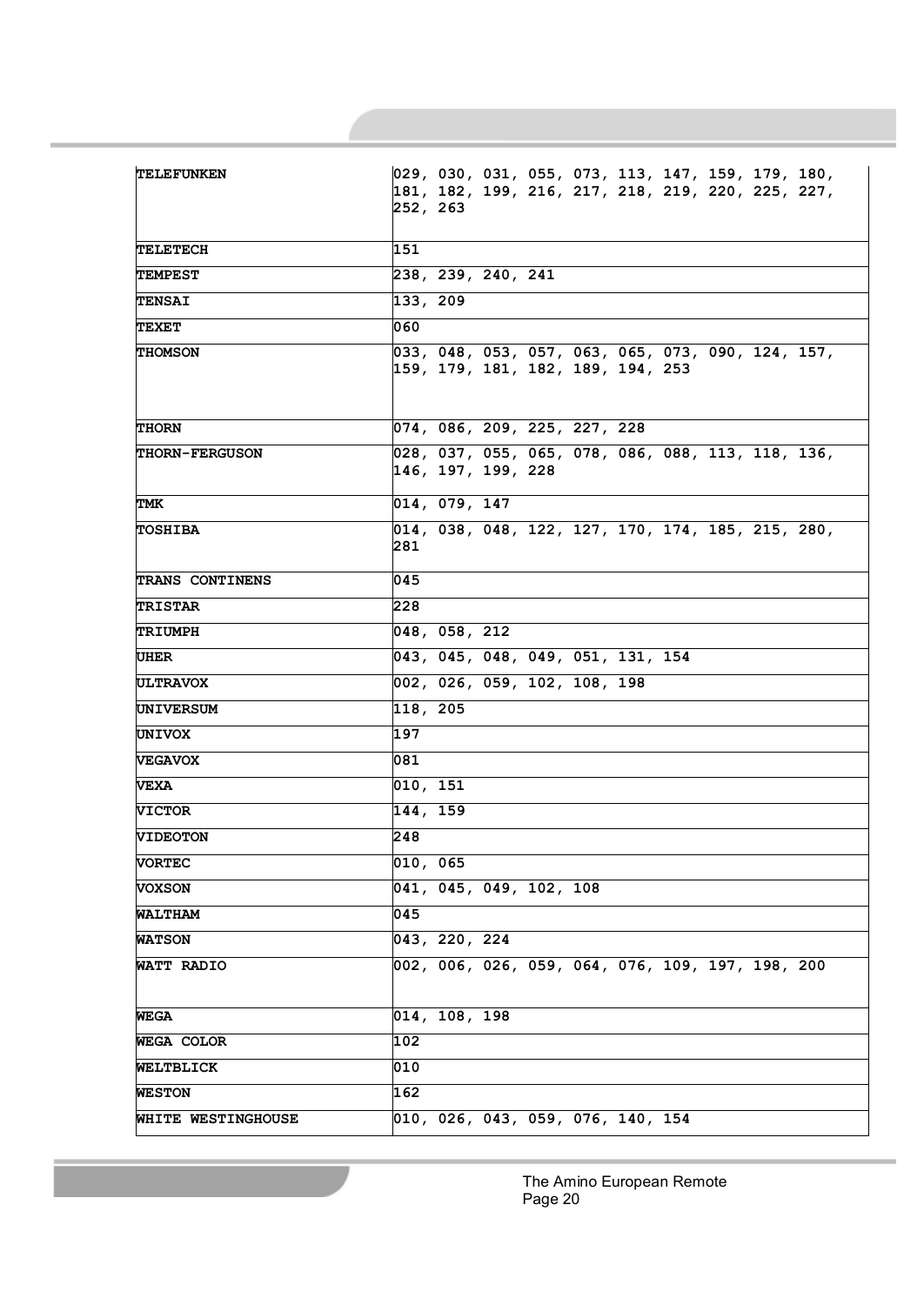| TELEFUNKEN | 029, 030, 031, 055, 073, 113, 147, 159, 179, 180, 181, 182, 199, 216, 217, 218, 219, 220, 225, 227, 252, 263 |
| --- | --- |
| TELETECH | 151 |
| TEMPEST | 238, 239, 240, 241 |
| TENSAI | 133, 209 |
| TEXET | 060 |
| THOMSON | 033, 048, 053, 057, 063, 065, 073, 090, 124, 157, 159, 179, 181, 182, 189, 194, 253 |
| THORN | 074, 086, 209, 225, 227, 228 |
| THORN-FERGUSON | 028, 037, 055, 065, 078, 086, 088, 113, 118, 136, 146, 197, 199, 228 |
| TMK | 014, 079, 147 |
| TOSHIBA | 014, 038, 048, 122, 127, 170, 174, 185, 215, 280, 281 |
| TRANS CONTINENS | 045 |
| TRISTAR | 228 |
| TRIUMPH | 048, 058, 212 |
| UHER | 043, 045, 048, 049, 051, 131, 154 |
| ULTRAVOX | 002, 026, 059, 102, 108, 198 |
| UNIVERSUM | 118, 205 |
| UNIVOX | 197 |
| VEGAVOX | 081 |
| VEXA | 010, 151 |
| VICTOR | 144, 159 |
| VIDEOTON | 248 |
| VORTEC | 010, 065 |
| VOXSON | 041, 045, 049, 102, 108 |
| WALTHAM | 045 |
| WATSON | 043, 220, 224 |
| WATT RADIO | 002, 006, 026, 059, 064, 076, 109, 197, 198, 200 |
| WEGA | 014, 108, 198 |
| WEGA COLOR | 102 |
| WELTBLICK | 010 |
| WESTON | 162 |
| WHITE WESTINGHOUSE | 010, 026, 043, 059, 076, 140, 154 |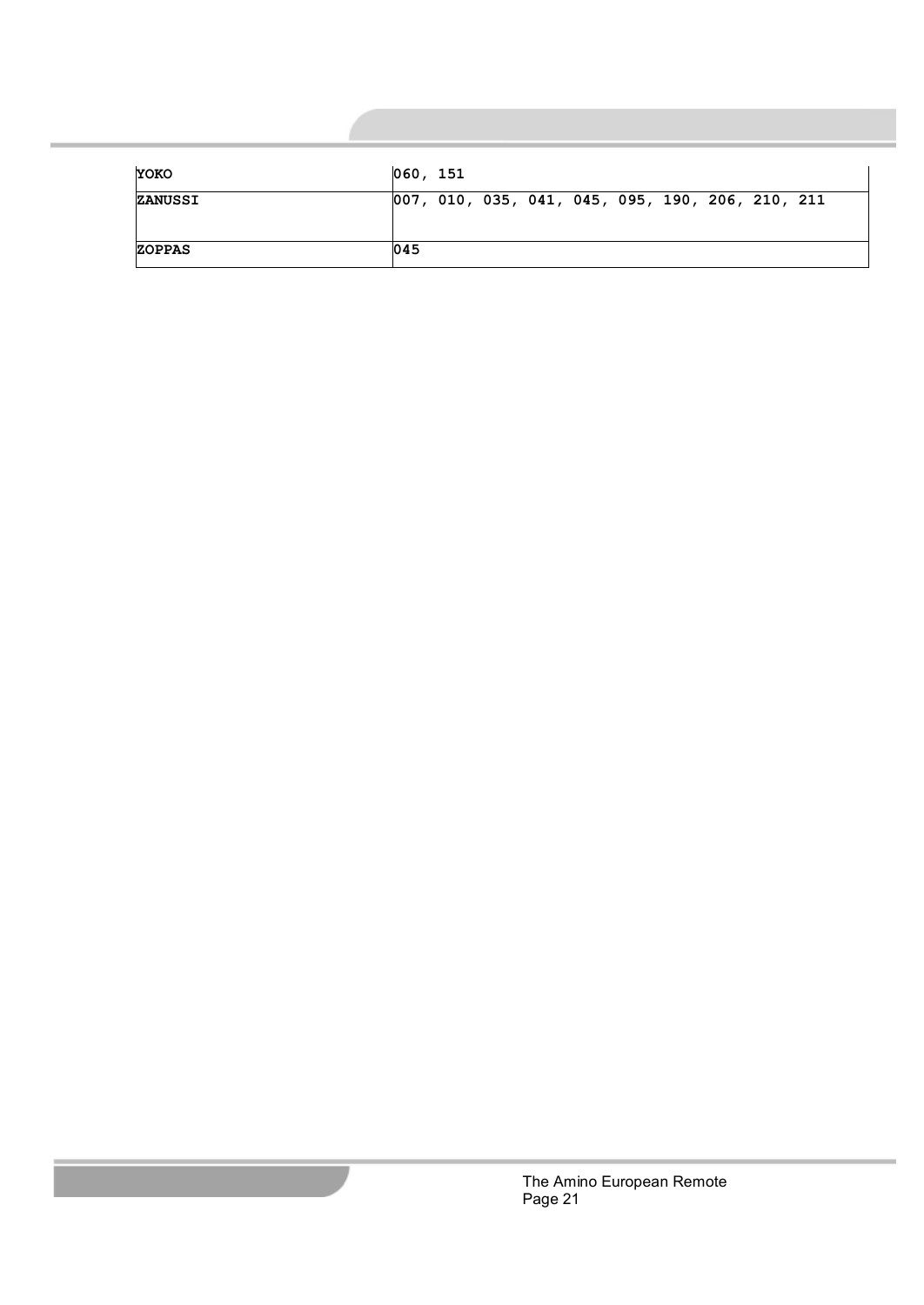| | |
|---|---|
| YOKO | 060, 151 |
| ZANUSSI | 007, 010, 035, 041, 045, 095, 190, 206, 210, 211 |
| ZOPPAS | 045 |